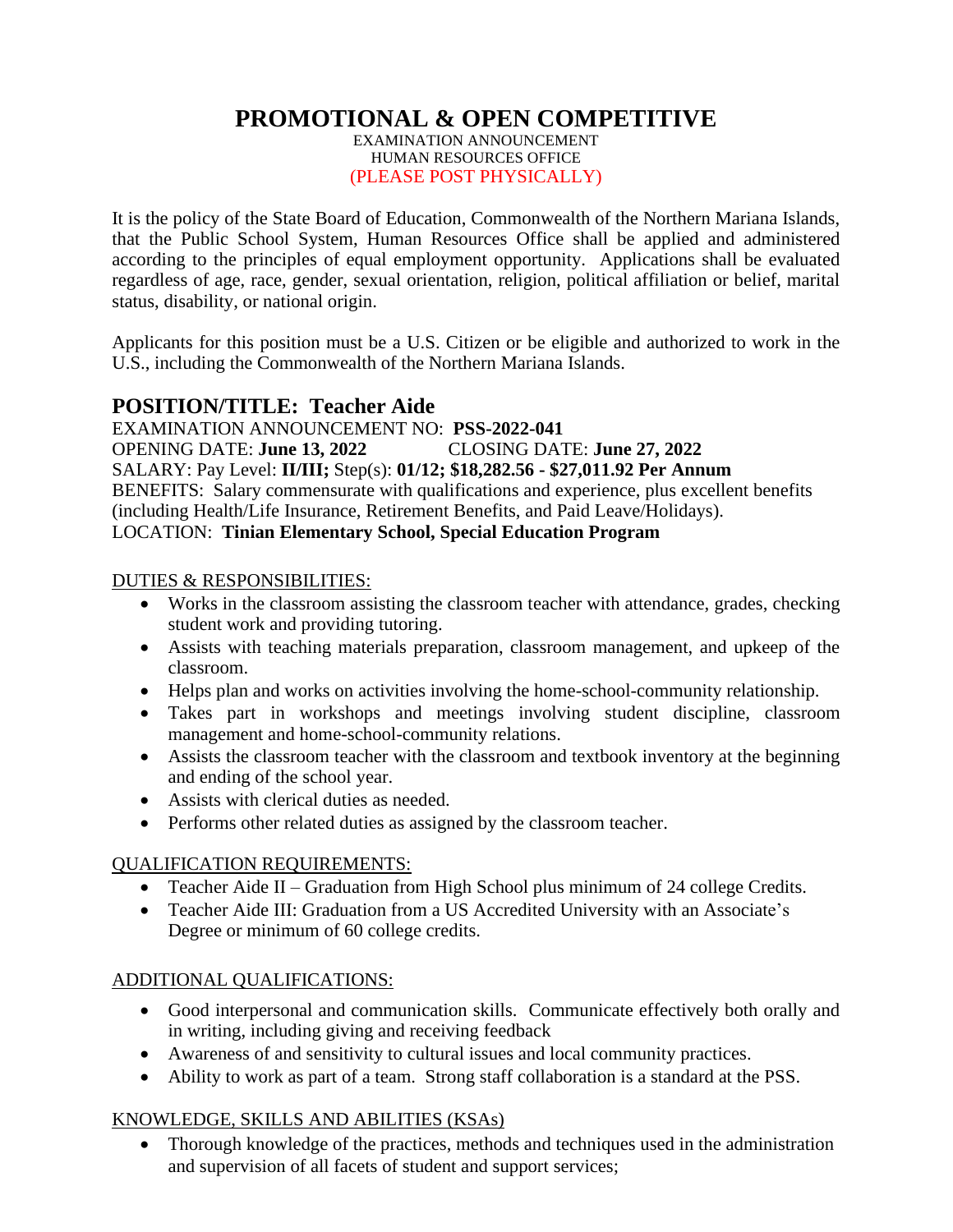# PROMOTIONAL & OPEN COMPETITIVE

EXAMINATION ANNOUNCEMENT
HUMAN RESOURCES OFFICE
(PLEASE POST PHYSICALLY)

It is the policy of the State Board of Education, Commonwealth of the Northern Mariana Islands, that the Public School System, Human Resources Office shall be applied and administered according to the principles of equal employment opportunity. Applications shall be evaluated regardless of age, race, gender, sexual orientation, religion, political affiliation or belief, marital status, disability, or national origin.

Applicants for this position must be a U.S. Citizen or be eligible and authorized to work in the U.S., including the Commonwealth of the Northern Mariana Islands.

## POSITION/TITLE: Teacher Aide

EXAMINATION ANNOUNCEMENT NO: **PSS-2022-041**
OPENING DATE: **June 13, 2022** CLOSING DATE: **June 27, 2022**
SALARY: Pay Level: **II/III;** Step(s): **01/12; $18,282.56 - $27,011.92 Per Annum**
BENEFITS: Salary commensurate with qualifications and experience, plus excellent benefits (including Health/Life Insurance, Retirement Benefits, and Paid Leave/Holidays).
LOCATION: **Tinian Elementary School, Special Education Program**

### DUTIES & RESPONSIBILITIES:

- Works in the classroom assisting the classroom teacher with attendance, grades, checking student work and providing tutoring.
- Assists with teaching materials preparation, classroom management, and upkeep of the classroom.
- Helps plan and works on activities involving the home-school-community relationship.
- Takes part in workshops and meetings involving student discipline, classroom management and home-school-community relations.
- Assists the classroom teacher with the classroom and textbook inventory at the beginning and ending of the school year.
- Assists with clerical duties as needed.
- Performs other related duties as assigned by the classroom teacher.

### QUALIFICATION REQUIREMENTS:

- Teacher Aide II – Graduation from High School plus minimum of 24 college Credits.
- Teacher Aide III: Graduation from a US Accredited University with an Associate's Degree or minimum of 60 college credits.

### ADDITIONAL QUALIFICATIONS:

- Good interpersonal and communication skills. Communicate effectively both orally and in writing, including giving and receiving feedback
- Awareness of and sensitivity to cultural issues and local community practices.
- Ability to work as part of a team. Strong staff collaboration is a standard at the PSS.

### KNOWLEDGE, SKILLS AND ABILITIES (KSAs)

- Thorough knowledge of the practices, methods and techniques used in the administration and supervision of all facets of student and support services;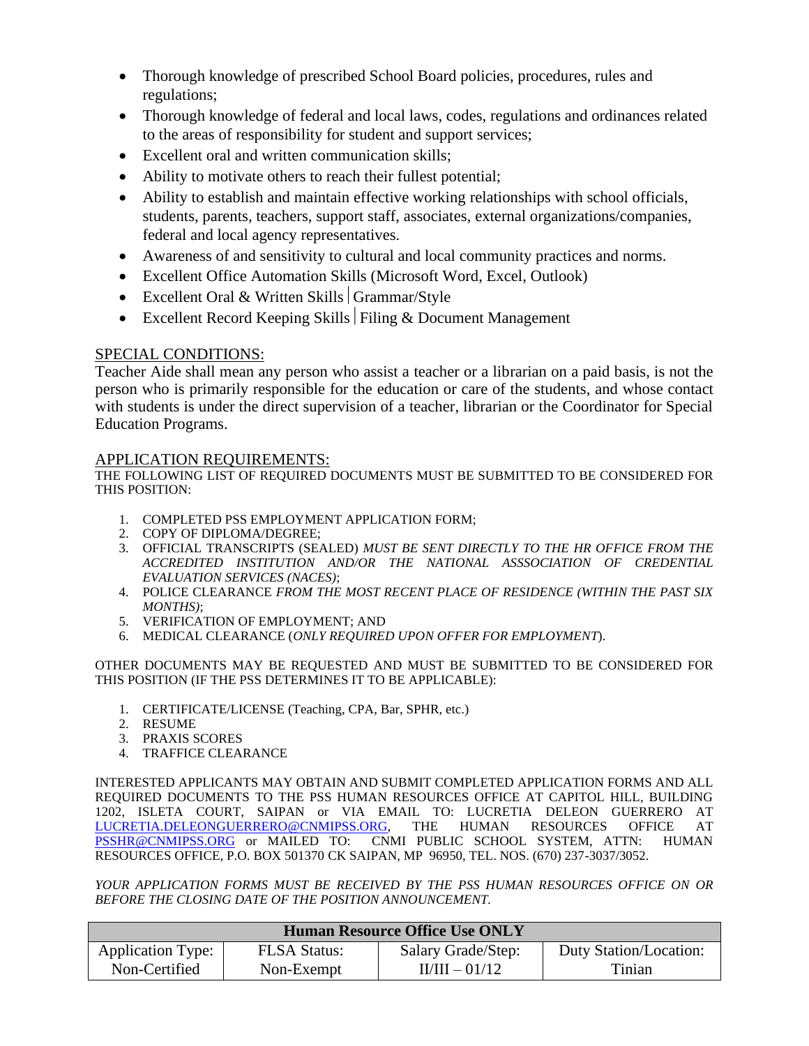- Thorough knowledge of prescribed School Board policies, procedures, rules and regulations;
- Thorough knowledge of federal and local laws, codes, regulations and ordinances related to the areas of responsibility for student and support services;
- Excellent oral and written communication skills;
- Ability to motivate others to reach their fullest potential;
- Ability to establish and maintain effective working relationships with school officials, students, parents, teachers, support staff, associates, external organizations/companies, federal and local agency representatives.
- Awareness of and sensitivity to cultural and local community practices and norms.
- Excellent Office Automation Skills (Microsoft Word, Excel, Outlook)
- Excellent Oral & Written Skills | Grammar/Style
- Excellent Record Keeping Skills | Filing & Document Management

## SPECIAL CONDITIONS:

Teacher Aide shall mean any person who assist a teacher or a librarian on a paid basis, is not the person who is primarily responsible for the education or care of the students, and whose contact with students is under the direct supervision of a teacher, librarian or the Coordinator for Special Education Programs.

## APPLICATION REQUIREMENTS:

THE FOLLOWING LIST OF REQUIRED DOCUMENTS MUST BE SUBMITTED TO BE CONSIDERED FOR THIS POSITION:

1. COMPLETED PSS EMPLOYMENT APPLICATION FORM;
2. COPY OF DIPLOMA/DEGREE;
3. OFFICIAL TRANSCRIPTS (SEALED) *MUST BE SENT DIRECTLY TO THE HR OFFICE FROM THE ACCREDITED INSTITUTION AND/OR THE NATIONAL ASSSOCIATION OF CREDENTIAL EVALUATION SERVICES (NACES)*;
4. POLICE CLEARANCE *FROM THE MOST RECENT PLACE OF RESIDENCE (WITHIN THE PAST SIX MONTHS)*;
5. VERIFICATION OF EMPLOYMENT; AND
6. MEDICAL CLEARANCE (*ONLY REQUIRED UPON OFFER FOR EMPLOYMENT*).

OTHER DOCUMENTS MAY BE REQUESTED AND MUST BE SUBMITTED TO BE CONSIDERED FOR THIS POSITION (IF THE PSS DETERMINES IT TO BE APPLICABLE):

1. CERTIFICATE/LICENSE (Teaching, CPA, Bar, SPHR, etc.)
2. RESUME
3. PRAXIS SCORES
4. TRAFFICE CLEARANCE

INTERESTED APPLICANTS MAY OBTAIN AND SUBMIT COMPLETED APPLICATION FORMS AND ALL REQUIRED DOCUMENTS TO THE PSS HUMAN RESOURCES OFFICE AT CAPITOL HILL, BUILDING 1202, ISLETA COURT, SAIPAN or VIA EMAIL TO: LUCRETIA DELEON GUERRERO AT LUCRETIA.DELEONGUERRERO@CNMIPSS.ORG, THE HUMAN RESOURCES OFFICE AT PSSHR@CNMIPSS.ORG or MAILED TO: CNMI PUBLIC SCHOOL SYSTEM, ATTN: HUMAN RESOURCES OFFICE, P.O. BOX 501370 CK SAIPAN, MP 96950, TEL. NOS. (670) 237-3037/3052.

*YOUR APPLICATION FORMS MUST BE RECEIVED BY THE PSS HUMAN RESOURCES OFFICE ON OR BEFORE THE CLOSING DATE OF THE POSITION ANNOUNCEMENT.*

| **Human Resource Office Use ONLY** | | | |
|---|---|---|---|
| Application Type: | FLSA Status: | Salary Grade/Step: | Duty Station/Location: |
| Non-Certified | Non-Exempt | II/III – 01/12 | Tinian |